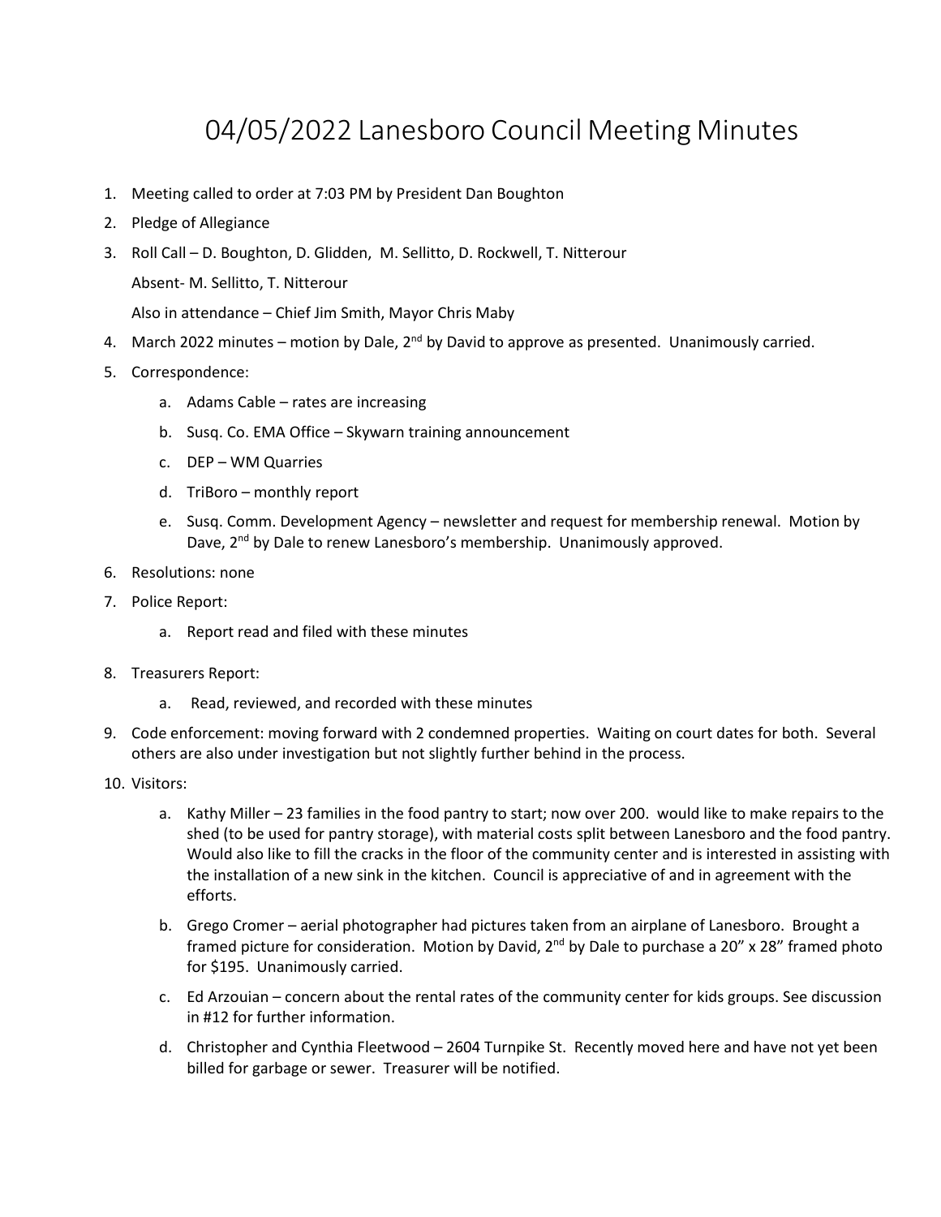# 04/05/2022 Lanesboro Council Meeting Minutes

1. Meeting called to order at 7:03 PM by President Dan Boughton
2. Pledge of Allegiance
3. Roll Call – D. Boughton, D. Glidden, M. Sellitto, D. Rockwell, T. Nitterour

   Absent- M. Sellitto, T. Nitterour

   Also in attendance – Chief Jim Smith, Mayor Chris Maby
4. March 2022 minutes – motion by Dale, 2nd by David to approve as presented. Unanimously carried.
5. Correspondence:
   a. Adams Cable – rates are increasing
   b. Susq. Co. EMA Office – Skywarn training announcement
   c. DEP – WM Quarries
   d. TriBoro – monthly report
   e. Susq. Comm. Development Agency – newsletter and request for membership renewal. Motion by Dave, 2nd by Dale to renew Lanesboro's membership. Unanimously approved.
6. Resolutions: none
7. Police Report:
   a. Report read and filed with these minutes
8. Treasurers Report:
   a. Read, reviewed, and recorded with these minutes
9. Code enforcement: moving forward with 2 condemned properties. Waiting on court dates for both. Several others are also under investigation but not slightly further behind in the process.
10. Visitors:
    a. Kathy Miller – 23 families in the food pantry to start; now over 200. would like to make repairs to the shed (to be used for pantry storage), with material costs split between Lanesboro and the food pantry. Would also like to fill the cracks in the floor of the community center and is interested in assisting with the installation of a new sink in the kitchen. Council is appreciative of and in agreement with the efforts.
    b. Grego Cromer – aerial photographer had pictures taken from an airplane of Lanesboro. Brought a framed picture for consideration. Motion by David, 2nd by Dale to purchase a 20" x 28" framed photo for $195. Unanimously carried.
    c. Ed Arzouian – concern about the rental rates of the community center for kids groups. See discussion in #12 for further information.
    d. Christopher and Cynthia Fleetwood – 2604 Turnpike St. Recently moved here and have not yet been billed for garbage or sewer. Treasurer will be notified.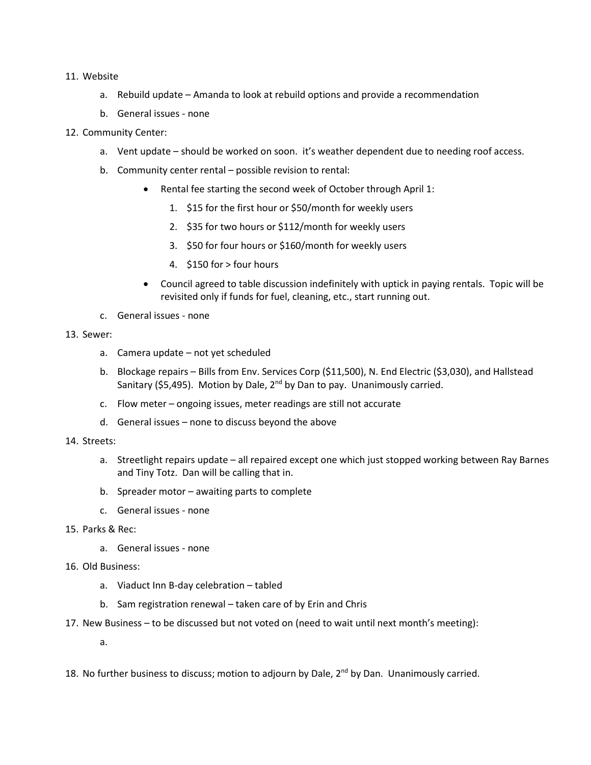11. Website
    a. Rebuild update – Amanda to look at rebuild options and provide a recommendation
    b. General issues - none
12. Community Center:
    a. Vent update – should be worked on soon. it's weather dependent due to needing roof access.
    b. Community center rental – possible revision to rental:
       - Rental fee starting the second week of October through April 1:
         1. $15 for the first hour or $50/month for weekly users
         2. $35 for two hours or $112/month for weekly users
         3. $50 for four hours or $160/month for weekly users
         4. $150 for > four hours
       - Council agreed to table discussion indefinitely with uptick in paying rentals. Topic will be revisited only if funds for fuel, cleaning, etc., start running out.
    c. General issues - none
13. Sewer:
    a. Camera update – not yet scheduled
    b. Blockage repairs – Bills from Env. Services Corp ($11,500), N. End Electric ($3,030), and Hallstead Sanitary ($5,495). Motion by Dale, 2nd by Dan to pay. Unanimously carried.
    c. Flow meter – ongoing issues, meter readings are still not accurate
    d. General issues – none to discuss beyond the above
14. Streets:
    a. Streetlight repairs update – all repaired except one which just stopped working between Ray Barnes and Tiny Totz. Dan will be calling that in.
    b. Spreader motor – awaiting parts to complete
    c. General issues - none
15. Parks & Rec:
    a. General issues - none
16. Old Business:
    a. Viaduct Inn B-day celebration – tabled
    b. Sam registration renewal – taken care of by Erin and Chris
17. New Business – to be discussed but not voted on (need to wait until next month's meeting):
    a.
18. No further business to discuss; motion to adjourn by Dale, 2nd by Dan. Unanimously carried.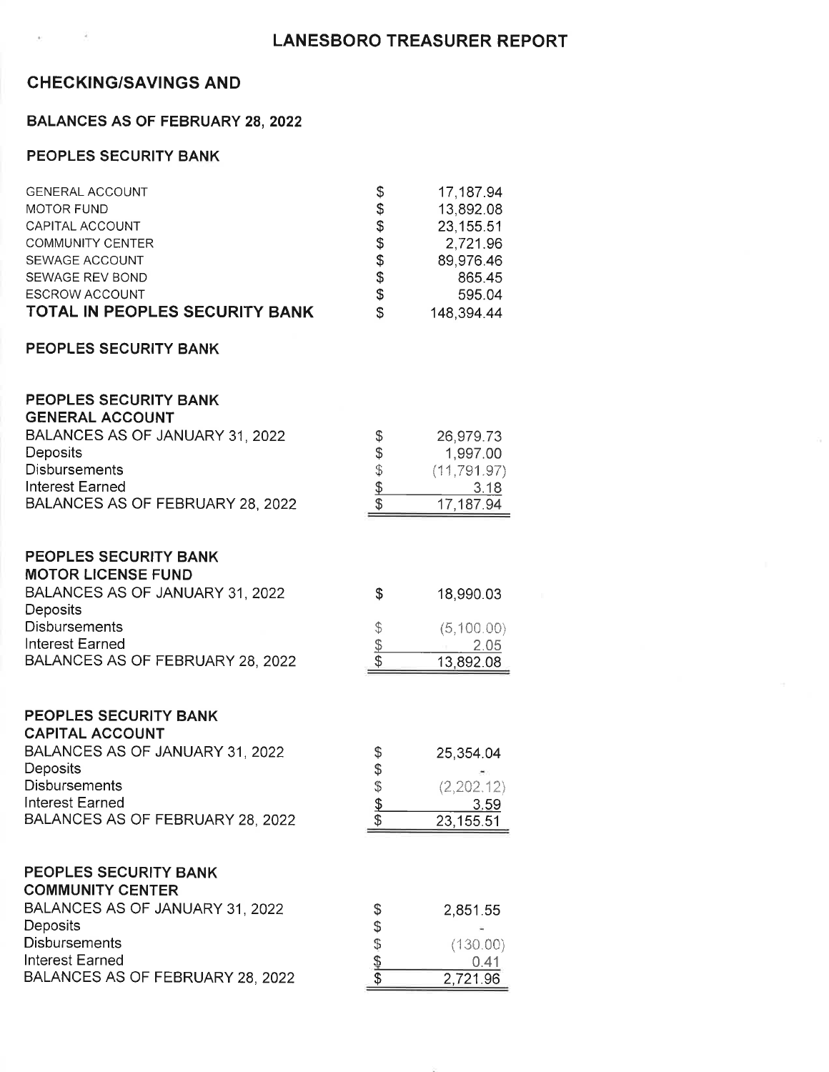# LANESBORO TREASURER REPORT

## CHECKING/SAVINGS AND

### BALANCES AS OF FEBRUARY 28, 2022

### PEOPLES SECURITY BANK

| | | |
|---|---|---|
| GENERAL ACCOUNT | $ | 17,187.94 |
| MOTOR FUND | $ | 13,892.08 |
| CAPITAL ACCOUNT | $ | 23,155.51 |
| COMMUNITY CENTER | $ | 2,721.96 |
| SEWAGE ACCOUNT | $ | 89,976.46 |
| SEWAGE REV BOND | $ | 865.45 |
| ESCROW ACCOUNT | $ | 595.04 |
| **TOTAL IN PEOPLES SECURITY BANK** | $ | 148,394.44 |

### PEOPLES SECURITY BANK

### PEOPLES SECURITY BANK
### GENERAL ACCOUNT

| | | |
|---|---|---|
| BALANCES AS OF JANUARY 31, 2022 | $ | 26,979.73 |
| Deposits | $ | 1,997.00 |
| Disbursements | $ | (11,791.97) |
| Interest Earned | $ | 3.18 |
| BALANCES AS OF FEBRUARY 28, 2022 | $ | 17,187.94 |

### PEOPLES SECURITY BANK
### MOTOR LICENSE FUND

| | | |
|---|---|---|
| BALANCES AS OF JANUARY 31, 2022 | $ | 18,990.03 |
| Deposits | | |
| Disbursements | $ | (5,100.00) |
| Interest Earned | $ | 2.05 |
| BALANCES AS OF FEBRUARY 28, 2022 | $ | 13,892.08 |

### PEOPLES SECURITY BANK
### CAPITAL ACCOUNT

| | | |
|---|---|---|
| BALANCES AS OF JANUARY 31, 2022 | $ | 25,354.04 |
| Deposits | $ | - |
| Disbursements | $ | (2,202.12) |
| Interest Earned | $ | 3.59 |
| BALANCES AS OF FEBRUARY 28, 2022 | $ | 23,155.51 |

### PEOPLES SECURITY BANK
### COMMUNITY CENTER

| | | |
|---|---|---|
| BALANCES AS OF JANUARY 31, 2022 | $ | 2,851.55 |
| Deposits | $ | - |
| Disbursements | $ | (130.00) |
| Interest Earned | $ | 0.41 |
| BALANCES AS OF FEBRUARY 28, 2022 | $ | 2,721.96 |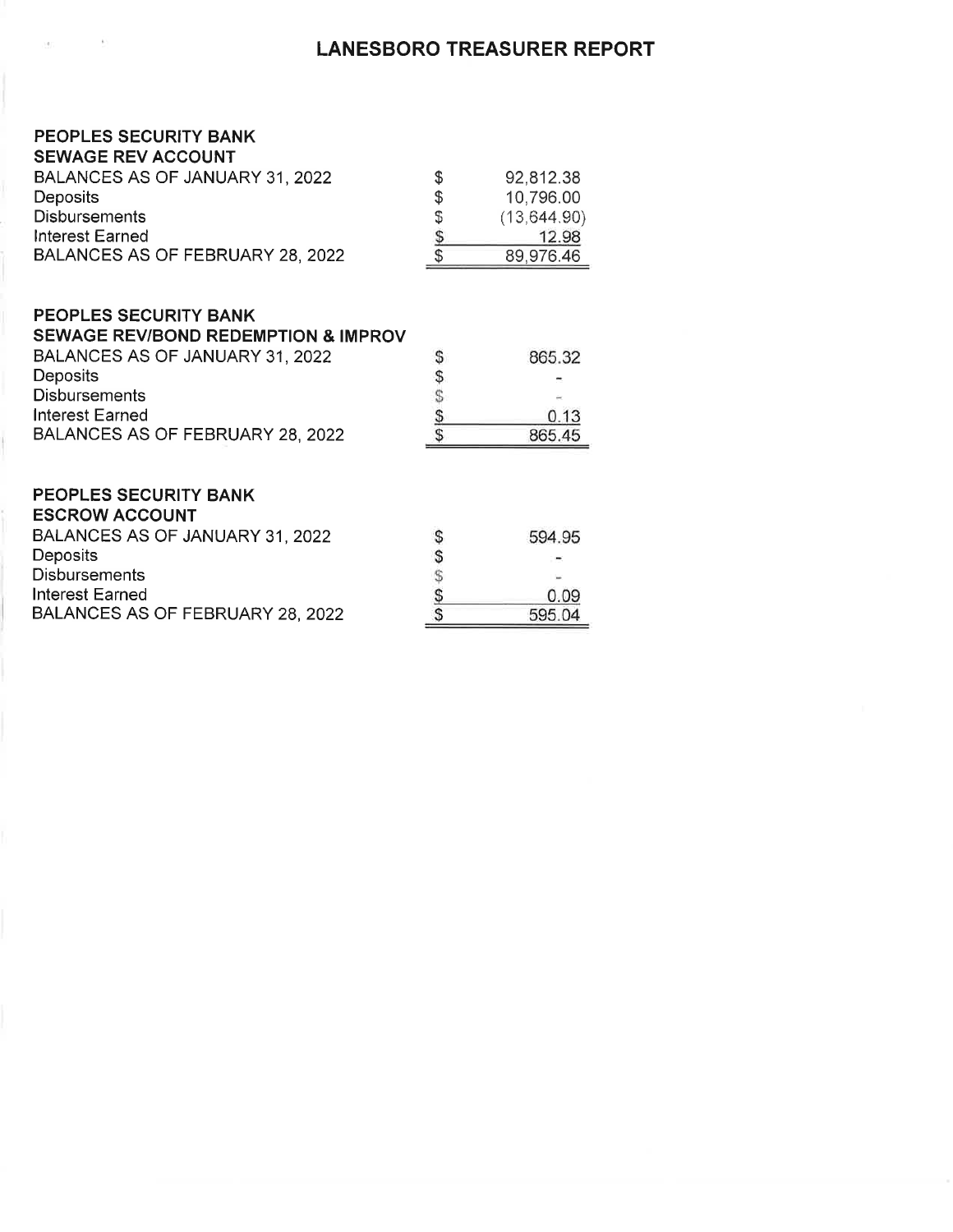# LANESBORO TREASURER REPORT

**PEOPLES SECURITY BANK**
**SEWAGE REV ACCOUNT**

| | | |
|---|---|---|
| BALANCES AS OF JANUARY 31, 2022 | $ | 92,812.38 |
| Deposits | $ | 10,796.00 |
| Disbursements | $ | (13,644.90) |
| Interest Earned | $ | 12.98 |
| BALANCES AS OF FEBRUARY 28, 2022 | $ | 89,976.46 |

**PEOPLES SECURITY BANK**
**SEWAGE REV/BOND REDEMPTION & IMPROV**

| | | |
|---|---|---|
| BALANCES AS OF JANUARY 31, 2022 | $ | 865.32 |
| Deposits | $ | - |
| Disbursements | $ | - |
| Interest Earned | $ | 0.13 |
| BALANCES AS OF FEBRUARY 28, 2022 | $ | 865.45 |

**PEOPLES SECURITY BANK**
**ESCROW ACCOUNT**

| | | |
|---|---|---|
| BALANCES AS OF JANUARY 31, 2022 | $ | 594.95 |
| Deposits | $ | - |
| Disbursements | $ | - |
| Interest Earned | $ | 0.09 |
| BALANCES AS OF FEBRUARY 28, 2022 | $ | 595.04 |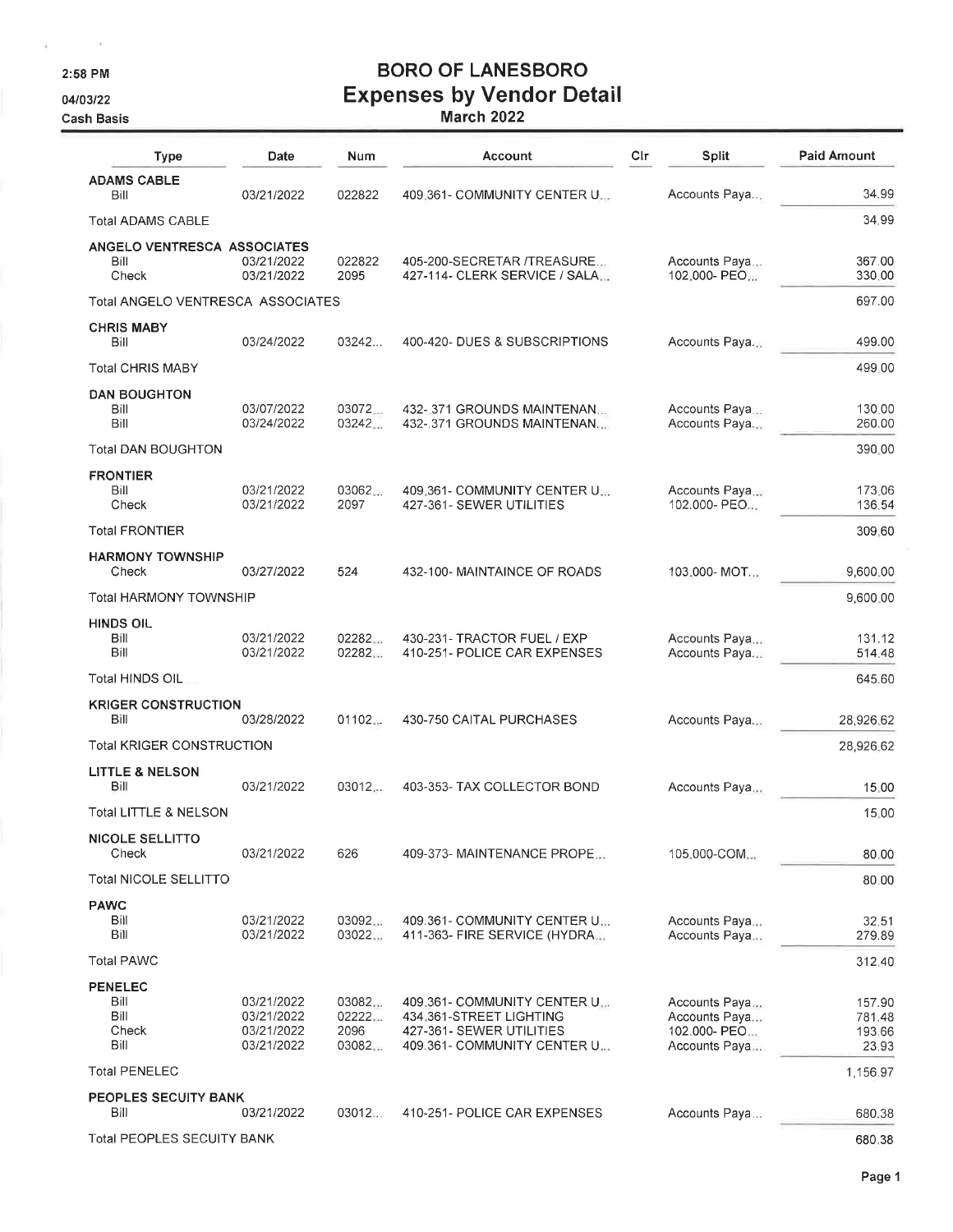2:58 PM
04/03/22
Cash Basis

# BORO OF LANESBORO
## Expenses by Vendor Detail
### March 2022

| Type | Date | Num | Account | Clr | Split | Paid Amount |
|---|---|---|---|---|---|---|
| **ADAMS CABLE** | | | | | | |
| Bill | 03/21/2022 | 022822 | 409.361- COMMUNITY CENTER U... | | Accounts Paya... | 34.99 |
| Total ADAMS CABLE | | | | | | 34.99 |
| **ANGELO VENTRESCA ASSOCIATES** | | | | | | |
| Bill | 03/21/2022 | 022822 | 405-200-SECRETAR /TREASURE... | | Accounts Paya... | 367.00 |
| Check | 03/21/2022 | 2095 | 427-114- CLERK SERVICE / SALA... | | 102.000- PEO... | 330.00 |
| Total ANGELO VENTRESCA ASSOCIATES | | | | | | 697.00 |
| **CHRIS MABY** | | | | | | |
| Bill | 03/24/2022 | 03242... | 400-420- DUES & SUBSCRIPTIONS | | Accounts Paya... | 499.00 |
| Total CHRIS MABY | | | | | | 499.00 |
| **DAN BOUGHTON** | | | | | | |
| Bill | 03/07/2022 | 03072... | 432-.371 GROUNDS MAINTENAN... | | Accounts Paya... | 130.00 |
| Bill | 03/24/2022 | 03242... | 432-.371 GROUNDS MAINTENAN... | | Accounts Paya... | 260.00 |
| Total DAN BOUGHTON | | | | | | 390.00 |
| **FRONTIER** | | | | | | |
| Bill | 03/21/2022 | 03062... | 409.361- COMMUNITY CENTER U... | | Accounts Paya... | 173.06 |
| Check | 03/21/2022 | 2097 | 427-361- SEWER UTILITIES | | 102.000- PEO... | 136.54 |
| Total FRONTIER | | | | | | 309.60 |
| **HARMONY TOWNSHIP** | | | | | | |
| Check | 03/27/2022 | 524 | 432-100- MAINTAINCE OF ROADS | | 103.000- MOT... | 9,600.00 |
| Total HARMONY TOWNSHIP | | | | | | 9,600.00 |
| **HINDS OIL** | | | | | | |
| Bill | 03/21/2022 | 02282... | 430-231- TRACTOR FUEL / EXP | | Accounts Paya... | 131.12 |
| Bill | 03/21/2022 | 02282... | 410-251- POLICE CAR EXPENSES | | Accounts Paya... | 514.48 |
| Total HINDS OIL | | | | | | 645.60 |
| **KRIGER CONSTRUCTION** | | | | | | |
| Bill | 03/28/2022 | 01102... | 430-750 CAITAL PURCHASES | | Accounts Paya... | 28,926.62 |
| Total KRIGER CONSTRUCTION | | | | | | 28,926.62 |
| **LITTLE & NELSON** | | | | | | |
| Bill | 03/21/2022 | 03012... | 403-353- TAX COLLECTOR BOND | | Accounts Paya... | 15.00 |
| Total LITTLE & NELSON | | | | | | 15.00 |
| **NICOLE SELLITTO** | | | | | | |
| Check | 03/21/2022 | 626 | 409-373- MAINTENANCE PROPE... | | 105.000-COM... | 80.00 |
| Total NICOLE SELLITTO | | | | | | 80.00 |
| **PAWC** | | | | | | |
| Bill | 03/21/2022 | 03092... | 409.361- COMMUNITY CENTER U... | | Accounts Paya... | 32.51 |
| Bill | 03/21/2022 | 03022... | 411-363- FIRE SERVICE (HYDRA... | | Accounts Paya... | 279.89 |
| Total PAWC | | | | | | 312.40 |
| **PENELEC** | | | | | | |
| Bill | 03/21/2022 | 03082... | 409.361- COMMUNITY CENTER U... | | Accounts Paya... | 157.90 |
| Bill | 03/21/2022 | 02222... | 434.361-STREET LIGHTING | | Accounts Paya... | 781.48 |
| Check | 03/21/2022 | 2096 | 427-361- SEWER UTILITIES | | 102.000- PEO... | 193.66 |
| Bill | 03/21/2022 | 03082... | 409.361- COMMUNITY CENTER U... | | Accounts Paya... | 23.93 |
| Total PENELEC | | | | | | 1,156.97 |
| **PEOPLES SECUITY BANK** | | | | | | |
| Bill | 03/21/2022 | 03012... | 410-251- POLICE CAR EXPENSES | | Accounts Paya... | 680.38 |
| Total PEOPLES SECUITY BANK | | | | | | 680.38 |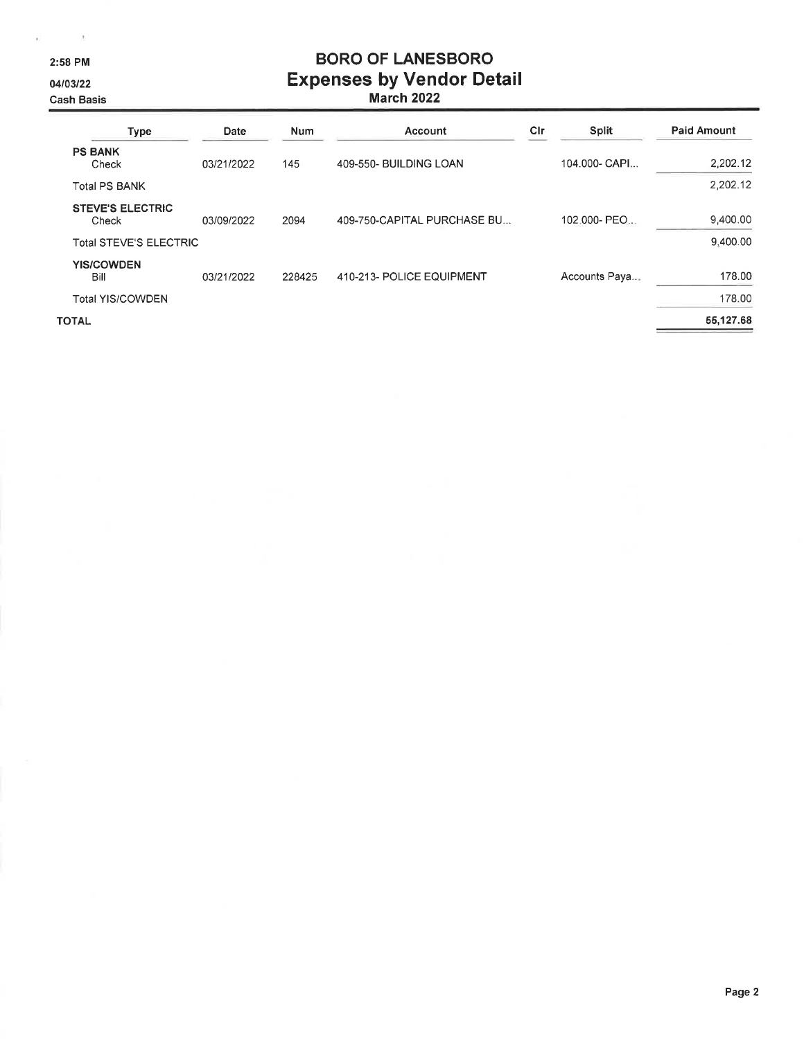# BORO OF LANESBORO
## Expenses by Vendor Detail
### March 2022

2:58 PM
04/03/22
Cash Basis

| Type | Date | Num | Account | Clr | Split | Paid Amount |
|---|---|---|---|---|---|---|
| **PS BANK** | | | | | | |
| Check | 03/21/2022 | 145 | 409-550- BUILDING LOAN | | 104.000- CAPI... | 2,202.12 |
| Total PS BANK | | | | | | 2,202.12 |
| **STEVE'S ELECTRIC** | | | | | | |
| Check | 03/09/2022 | 2094 | 409-750-CAPITAL PURCHASE BU... | | 102.000- PEO... | 9,400.00 |
| Total STEVE'S ELECTRIC | | | | | | 9,400.00 |
| **YIS/COWDEN** | | | | | | |
| Bill | 03/21/2022 | 228425 | 410-213- POLICE EQUIPMENT | | Accounts Paya... | 178.00 |
| Total YIS/COWDEN | | | | | | 178.00 |
| **TOTAL** | | | | | | **55,127.68** |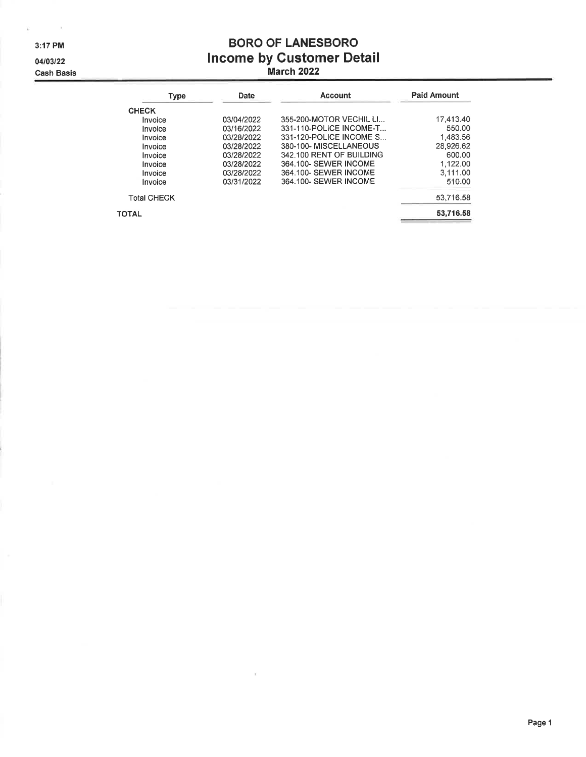3:17 PM

04/03/22

Cash Basis

# BORO OF LANESBORO
## Income by Customer Detail
### March 2022

| Type | Date | Account | Paid Amount |
|---|---|---|---|
| **CHECK** | | | |
| Invoice | 03/04/2022 | 355-200-MOTOR VECHIL LI... | 17,413.40 |
| Invoice | 03/16/2022 | 331-110-POLICE INCOME-T... | 550.00 |
| Invoice | 03/28/2022 | 331-120-POLICE INCOME S... | 1,483.56 |
| Invoice | 03/28/2022 | 380-100- MISCELLANEOUS | 28,926.62 |
| Invoice | 03/28/2022 | 342.100 RENT OF BUILDING | 600.00 |
| Invoice | 03/28/2022 | 364.100- SEWER INCOME | 1,122.00 |
| Invoice | 03/28/2022 | 364.100- SEWER INCOME | 3,111.00 |
| Invoice | 03/31/2022 | 364.100- SEWER INCOME | 510.00 |
| Total CHECK | | | 53,716.58 |
| **TOTAL** | | | **53,716.58** |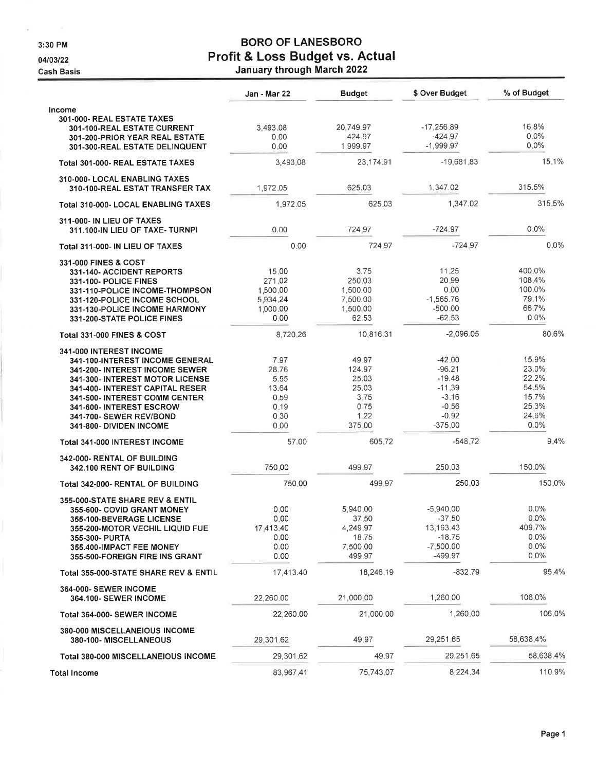3:30 PM
04/03/22
Cash Basis

# BORO OF LANESBORO
## Profit & Loss Budget vs. Actual
### January through March 2022

| | Jan - Mar 22 | Budget | $ Over Budget | % of Budget |
|---|---|---|---|---|
| **Income** | | | | |
| 301-000- REAL ESTATE TAXES | | | | |
| 301-100-REAL ESTATE CURRENT | 3,493.08 | 20,749.97 | -17,256.89 | 16.8% |
| 301-200-PRIOR YEAR REAL ESTATE | 0.00 | 424.97 | -424.97 | 0.0% |
| 301-300-REAL ESTATE DELINQUENT | 0.00 | 1,999.97 | -1,999.97 | 0.0% |
| Total 301-000- REAL ESTATE TAXES | 3,493.08 | 23,174.91 | -19,681.83 | 15.1% |
| 310-000- LOCAL ENABLING TAXES | | | | |
| 310-100-REAL ESTAT TRANSFER TAX | 1,972.05 | 625.03 | 1,347.02 | 315.5% |
| Total 310-000- LOCAL ENABLING TAXES | 1,972.05 | 625.03 | 1,347.02 | 315.5% |
| 311-000- IN LIEU OF TAXES | | | | |
| 311.100-IN LIEU OF TAXE- TURNPI | 0.00 | 724.97 | -724.97 | 0.0% |
| Total 311-000- IN LIEU OF TAXES | 0.00 | 724.97 | -724.97 | 0.0% |
| 331-000 FINES & COST | | | | |
| 331-140- ACCIDENT REPORTS | 15.00 | 3.75 | 11.25 | 400.0% |
| 331-100- POLICE FINES | 271.02 | 250.03 | 20.99 | 108.4% |
| 331-110-POLICE INCOME-THOMPSON | 1,500.00 | 1,500.00 | 0.00 | 100.0% |
| 331-120-POLICE INCOME SCHOOL | 5,934.24 | 7,500.00 | -1,565.76 | 79.1% |
| 331-130-POLICE INCOME HARMONY | 1,000.00 | 1,500.00 | -500.00 | 66.7% |
| 331-200-STATE POLICE FINES | 0.00 | 62.53 | -62.53 | 0.0% |
| Total 331-000 FINES & COST | 8,720.26 | 10,816.31 | -2,096.05 | 80.6% |
| 341-000 INTEREST INCOME | | | | |
| 341-100-INTEREST INCOME GENERAL | 7.97 | 49.97 | -42.00 | 15.9% |
| 341-200- INTEREST INCOME SEWER | 28.76 | 124.97 | -96.21 | 23.0% |
| 341-300- INTEREST MOTOR LICENSE | 5.55 | 25.03 | -19.48 | 22.2% |
| 341-400- INTEREST CAPITAL RESER | 13.64 | 25.03 | -11.39 | 54.5% |
| 341-500- INTEREST COMM CENTER | 0.59 | 3.75 | -3.16 | 15.7% |
| 341-600- INTEREST ESCROW | 0.19 | 0.75 | -0.56 | 25.3% |
| 341-700- SEWER REV/BOND | 0.30 | 1.22 | -0.92 | 24.6% |
| 341-800- DIVIDEN INCOME | 0.00 | 375.00 | -375.00 | 0.0% |
| Total 341-000 INTEREST INCOME | 57.00 | 605.72 | -548.72 | 9.4% |
| 342-000- RENTAL OF BUILDING | | | | |
| 342.100 RENT OF BUILDING | 750.00 | 499.97 | 250.03 | 150.0% |
| Total 342-000- RENTAL OF BUILDING | 750.00 | 499.97 | 250.03 | 150.0% |
| 355-000-STATE SHARE REV & ENTIL | | | | |
| 355-600- COVID GRANT MONEY | 0.00 | 5,940.00 | -5,940.00 | 0.0% |
| 355-100-BEVERAGE LICENSE | 0.00 | 37.50 | -37.50 | 0.0% |
| 355-200-MOTOR VECHIL LIQUID FUE | 17,413.40 | 4,249.97 | 13,163.43 | 409.7% |
| 355-300- PURTA | 0.00 | 18.75 | -18.75 | 0.0% |
| 355.400-IMPACT FEE MONEY | 0.00 | 7,500.00 | -7,500.00 | 0.0% |
| 355-500-FOREIGN FIRE INS GRANT | 0.00 | 499.97 | -499.97 | 0.0% |
| Total 355-000-STATE SHARE REV & ENTIL | 17,413.40 | 18,246.19 | -832.79 | 95.4% |
| 364-000- SEWER INCOME | | | | |
| 364.100- SEWER INCOME | 22,260.00 | 21,000.00 | 1,260.00 | 106.0% |
| Total 364-000- SEWER INCOME | 22,260.00 | 21,000.00 | 1,260.00 | 106.0% |
| 380-000 MISCELLANEIOUS INCOME | | | | |
| 380-100- MISCELLANEOUS | 29,301.62 | 49.97 | 29,251.65 | 58,638.4% |
| Total 380-000 MISCELLANEIOUS INCOME | 29,301.62 | 49.97 | 29,251.65 | 58,638.4% |
| **Total Income** | 83,967.41 | 75,743.07 | 8,224.34 | 110.9% |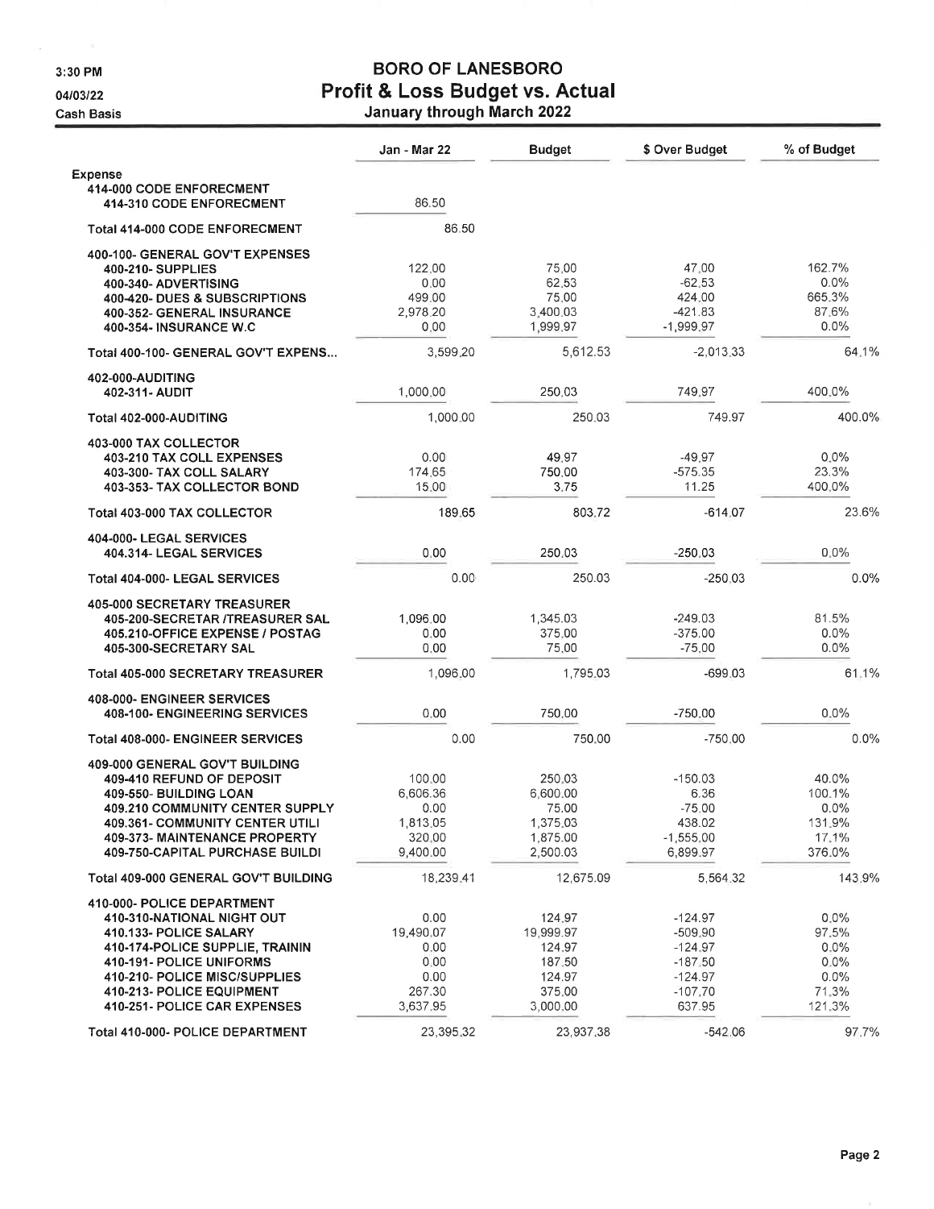# BORO OF LANESBORO

## Profit & Loss Budget vs. Actual

### January through March 2022

3:30 PM
04/03/22
Cash Basis

| | Jan - Mar 22 | Budget | $ Over Budget | % of Budget |
|---|---|---|---|---|
| **Expense** | | | | |
| **414-000 CODE ENFORECMENT** | | | | |
| 414-310 CODE ENFORECMENT | 86.50 | | | |
| **Total 414-000 CODE ENFORECMENT** | 86.50 | | | |
| **400-100- GENERAL GOV'T EXPENSES** | | | | |
| 400-210- SUPPLIES | 122.00 | 75.00 | 47.00 | 162.7% |
| 400-340- ADVERTISING | 0.00 | 62.53 | -62.53 | 0.0% |
| 400-420- DUES & SUBSCRIPTIONS | 499.00 | 75.00 | 424.00 | 665.3% |
| 400-352- GENERAL INSURANCE | 2,978.20 | 3,400.03 | -421.83 | 87.6% |
| 400-354- INSURANCE W.C | 0.00 | 1,999.97 | -1,999.97 | 0.0% |
| **Total 400-100- GENERAL GOV'T EXPENS...** | 3,599.20 | 5,612.53 | -2,013.33 | 64.1% |
| **402-000-AUDITING** | | | | |
| 402-311- AUDIT | 1,000.00 | 250.03 | 749.97 | 400.0% |
| **Total 402-000-AUDITING** | 1,000.00 | 250.03 | 749.97 | 400.0% |
| **403-000 TAX COLLECTOR** | | | | |
| 403-210 TAX COLL EXPENSES | 0.00 | 49.97 | -49.97 | 0.0% |
| 403-300- TAX COLL SALARY | 174.65 | 750.00 | -575.35 | 23.3% |
| 403-353- TAX COLLECTOR BOND | 15.00 | 3.75 | 11.25 | 400.0% |
| **Total 403-000 TAX COLLECTOR** | 189.65 | 803.72 | -614.07 | 23.6% |
| **404-000- LEGAL SERVICES** | | | | |
| 404.314- LEGAL SERVICES | 0.00 | 250.03 | -250.03 | 0.0% |
| **Total 404-000- LEGAL SERVICES** | 0.00 | 250.03 | -250.03 | 0.0% |
| **405-000 SECRETARY TREASURER** | | | | |
| 405-200-SECRETAR /TREASURER SAL | 1,096.00 | 1,345.03 | -249.03 | 81.5% |
| 405.210-OFFICE EXPENSE / POSTAG | 0.00 | 375.00 | -375.00 | 0.0% |
| 405-300-SECRETARY SAL | 0.00 | 75.00 | -75.00 | 0.0% |
| **Total 405-000 SECRETARY TREASURER** | 1,096.00 | 1,795.03 | -699.03 | 61.1% |
| **408-000- ENGINEER SERVICES** | | | | |
| 408-100- ENGINEERING SERVICES | 0.00 | 750.00 | -750.00 | 0.0% |
| **Total 408-000- ENGINEER SERVICES** | 0.00 | 750.00 | -750.00 | 0.0% |
| **409-000 GENERAL GOV'T BUILDING** | | | | |
| 409-410 REFUND OF DEPOSIT | 100.00 | 250.03 | -150.03 | 40.0% |
| 409-550- BUILDING LOAN | 6,606.36 | 6,600.00 | 6.36 | 100.1% |
| 409.210 COMMUNITY CENTER SUPPLY | 0.00 | 75.00 | -75.00 | 0.0% |
| 409.361- COMMUNITY CENTER UTILI | 1,813.05 | 1,375.03 | 438.02 | 131.9% |
| 409-373- MAINTENANCE PROPERTY | 320.00 | 1,875.00 | -1,555.00 | 17.1% |
| 409-750-CAPITAL PURCHASE BUILDI | 9,400.00 | 2,500.03 | 6,899.97 | 376.0% |
| **Total 409-000 GENERAL GOV'T BUILDING** | 18,239.41 | 12,675.09 | 5,564.32 | 143.9% |
| **410-000- POLICE DEPARTMENT** | | | | |
| 410-310-NATIONAL NIGHT OUT | 0.00 | 124.97 | -124.97 | 0.0% |
| 410.133- POLICE SALARY | 19,490.07 | 19,999.97 | -509.90 | 97.5% |
| 410-174-POLICE SUPPLIE, TRAININ | 0.00 | 124.97 | -124.97 | 0.0% |
| 410-191- POLICE UNIFORMS | 0.00 | 187.50 | -187.50 | 0.0% |
| 410-210- POLICE MISC/SUPPLIES | 0.00 | 124.97 | -124.97 | 0.0% |
| 410-213- POLICE EQUIPMENT | 267.30 | 375.00 | -107.70 | 71.3% |
| 410-251- POLICE CAR EXPENSES | 3,637.95 | 3,000.00 | 637.95 | 121.3% |
| **Total 410-000- POLICE DEPARTMENT** | 23,395.32 | 23,937.38 | -542.06 | 97.7% |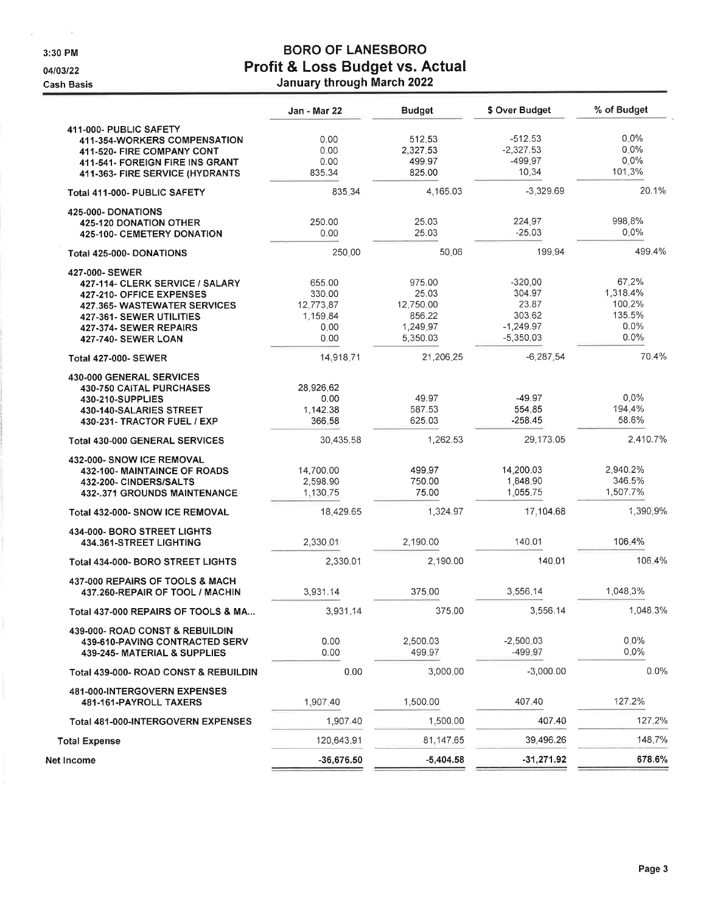3:30 PM
04/03/22
Cash Basis

# BORO OF LANESBORO
## Profit & Loss Budget vs. Actual
### January through March 2022

| | Jan - Mar 22 | Budget | $ Over Budget | % of Budget |
|---|---|---|---|---|
| **411-000- PUBLIC SAFETY** | | | | |
| 411-354-WORKERS COMPENSATION | 0.00 | 512.53 | -512.53 | 0.0% |
| 411-520- FIRE COMPANY CONT | 0.00 | 2,327.53 | -2,327.53 | 0.0% |
| 411-541- FOREIGN FIRE INS GRANT | 0.00 | 499.97 | -499.97 | 0.0% |
| 411-363- FIRE SERVICE (HYDRANTS | 835.34 | 825.00 | 10.34 | 101.3% |
| **Total 411-000- PUBLIC SAFETY** | 835.34 | 4,165.03 | -3,329.69 | 20.1% |
| **425-000- DONATIONS** | | | | |
| 425-120 DONATION OTHER | 250.00 | 25.03 | 224.97 | 998.8% |
| 425-100- CEMETERY DONATION | 0.00 | 25.03 | -25.03 | 0.0% |
| **Total 425-000- DONATIONS** | 250.00 | 50.06 | 199.94 | 499.4% |
| **427-000- SEWER** | | | | |
| 427-114- CLERK SERVICE / SALARY | 655.00 | 975.00 | -320.00 | 67.2% |
| 427-210- OFFICE EXPENSES | 330.00 | 25.03 | 304.97 | 1,318.4% |
| 427.365- WASTEWATER SERVICES | 12,773.87 | 12,750.00 | 23.87 | 100.2% |
| 427-361- SEWER UTILITIES | 1,159.84 | 856.22 | 303.62 | 135.5% |
| 427-374- SEWER REPAIRS | 0.00 | 1,249.97 | -1,249.97 | 0.0% |
| 427-740- SEWER LOAN | 0.00 | 5,350.03 | -5,350.03 | 0.0% |
| **Total 427-000- SEWER** | 14,918.71 | 21,206.25 | -6,287.54 | 70.4% |
| **430-000 GENERAL SERVICES** | | | | |
| 430-750 CAITAL PURCHASES | 28,926.62 | | | |
| 430-210-SUPPLIES | 0.00 | 49.97 | -49.97 | 0.0% |
| 430-140-SALARIES STREET | 1,142.38 | 587.53 | 554.85 | 194.4% |
| 430-231- TRACTOR FUEL / EXP | 366.58 | 625.03 | -258.45 | 58.6% |
| **Total 430-000 GENERAL SERVICES** | 30,435.58 | 1,262.53 | 29,173.05 | 2,410.7% |
| **432-000- SNOW ICE REMOVAL** | | | | |
| 432-100- MAINTAINCE OF ROADS | 14,700.00 | 499.97 | 14,200.03 | 2,940.2% |
| 432-200- CINDERS/SALTS | 2,598.90 | 750.00 | 1,848.90 | 346.5% |
| 432-.371 GROUNDS MAINTENANCE | 1,130.75 | 75.00 | 1,055.75 | 1,507.7% |
| **Total 432-000- SNOW ICE REMOVAL** | 18,429.65 | 1,324.97 | 17,104.68 | 1,390.9% |
| **434-000- BORO STREET LIGHTS** | | | | |
| 434.361-STREET LIGHTING | 2,330.01 | 2,190.00 | 140.01 | 106.4% |
| **Total 434-000- BORO STREET LIGHTS** | 2,330.01 | 2,190.00 | 140.01 | 106.4% |
| **437-000 REPAIRS OF TOOLS & MACH** | | | | |
| 437.260-REPAIR OF TOOL / MACHIN | 3,931.14 | 375.00 | 3,556.14 | 1,048.3% |
| **Total 437-000 REPAIRS OF TOOLS & MA...** | 3,931.14 | 375.00 | 3,556.14 | 1,048.3% |
| **439-000- ROAD CONST & REBUILDIN** | | | | |
| 439-610-PAVING CONTRACTED SERV | 0.00 | 2,500.03 | -2,500.03 | 0.0% |
| 439-245- MATERIAL & SUPPLIES | 0.00 | 499.97 | -499.97 | 0.0% |
| **Total 439-000- ROAD CONST & REBUILDIN** | 0.00 | 3,000.00 | -3,000.00 | 0.0% |
| **481-000-INTERGOVERN EXPENSES** | | | | |
| 481-161-PAYROLL TAXERS | 1,907.40 | 1,500.00 | 407.40 | 127.2% |
| **Total 481-000-INTERGOVERN EXPENSES** | 1,907.40 | 1,500.00 | 407.40 | 127.2% |
| **Total Expense** | 120,643.91 | 81,147.65 | 39,496.26 | 148.7% |
| **Net Income** | -36,676.50 | -5,404.58 | -31,271.92 | 678.6% |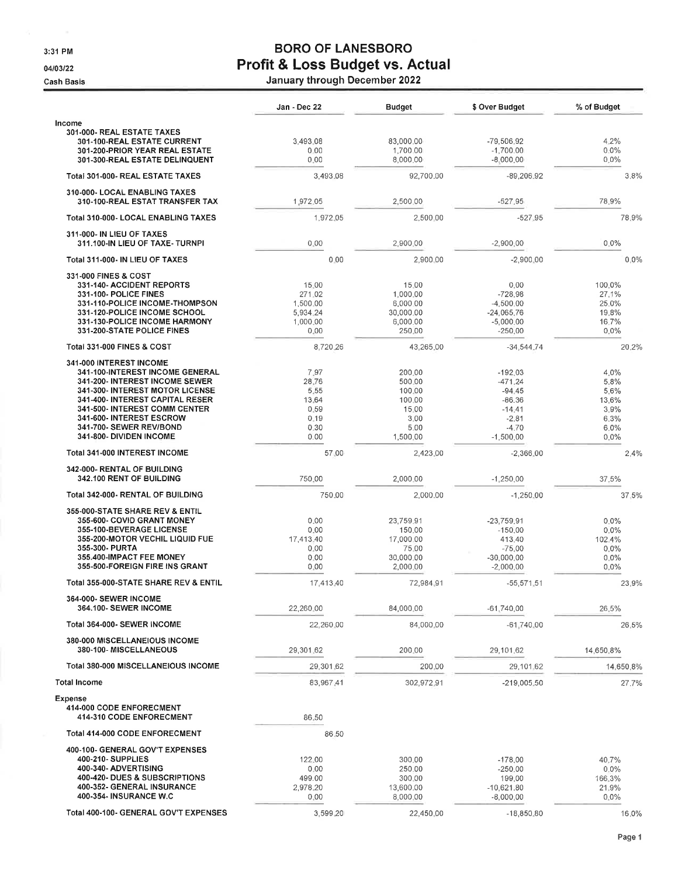3:31 PM

04/03/22

Cash Basis

# BORO OF LANESBORO
## Profit & Loss Budget vs. Actual
### January through December 2022

| | Jan - Dec 22 | Budget | $ Over Budget | % of Budget |
|---|---|---|---|---|
| **Income** | | | | |
| 301-000- REAL ESTATE TAXES | | | | |
| 301-100-REAL ESTATE CURRENT | 3,493.08 | 83,000.00 | -79,506.92 | 4.2% |
| 301-200-PRIOR YEAR REAL ESTATE | 0.00 | 1,700.00 | -1,700.00 | 0.0% |
| 301-300-REAL ESTATE DELINQUENT | 0.00 | 8,000.00 | -8,000.00 | 0.0% |
| Total 301-000- REAL ESTATE TAXES | 3,493.08 | 92,700.00 | -89,206.92 | 3.8% |
| 310-000- LOCAL ENABLING TAXES | | | | |
| 310-100-REAL ESTAT TRANSFER TAX | 1,972.05 | 2,500.00 | -527.95 | 78.9% |
| Total 310-000- LOCAL ENABLING TAXES | 1,972.05 | 2,500.00 | -527.95 | 78.9% |
| 311-000- IN LIEU OF TAXES | | | | |
| 311.100-IN LIEU OF TAXE- TURNPI | 0.00 | 2,900.00 | -2,900.00 | 0.0% |
| Total 311-000- IN LIEU OF TAXES | 0.00 | 2,900.00 | -2,900.00 | 0.0% |
| 331-000 FINES & COST | | | | |
| 331-140- ACCIDENT REPORTS | 15.00 | 15.00 | 0.00 | 100.0% |
| 331-100- POLICE FINES | 271.02 | 1,000.00 | -728.98 | 27.1% |
| 331-110-POLICE INCOME-THOMPSON | 1,500.00 | 6,000.00 | -4,500.00 | 25.0% |
| 331-120-POLICE INCOME SCHOOL | 5,934.24 | 30,000.00 | -24,065.76 | 19.8% |
| 331-130-POLICE INCOME HARMONY | 1,000.00 | 6,000.00 | -5,000.00 | 16.7% |
| 331-200-STATE POLICE FINES | 0.00 | 250.00 | -250.00 | 0.0% |
| Total 331-000 FINES & COST | 8,720.26 | 43,265.00 | -34,544.74 | 20.2% |
| 341-000 INTEREST INCOME | | | | |
| 341-100-INTEREST INCOME GENERAL | 7.97 | 200.00 | -192.03 | 4.0% |
| 341-200- INTEREST INCOME SEWER | 28.76 | 500.00 | -471.24 | 5.8% |
| 341-300- INTEREST MOTOR LICENSE | 5.55 | 100.00 | -94.45 | 5.6% |
| 341-400- INTEREST CAPITAL RESER | 13.64 | 100.00 | -86.36 | 13.6% |
| 341-500- INTEREST COMM CENTER | 0.59 | 15.00 | -14.41 | 3.9% |
| 341-600- INTEREST ESCROW | 0.19 | 3.00 | -2.81 | 6.3% |
| 341-700- SEWER REV/BOND | 0.30 | 5.00 | -4.70 | 6.0% |
| 341-800- DIVIDEN INCOME | 0.00 | 1,500.00 | -1,500.00 | 0.0% |
| Total 341-000 INTEREST INCOME | 57.00 | 2,423.00 | -2,366.00 | 2.4% |
| 342-000- RENTAL OF BUILDING | | | | |
| 342.100 RENT OF BUILDING | 750.00 | 2,000.00 | -1,250.00 | 37.5% |
| Total 342-000- RENTAL OF BUILDING | 750.00 | 2,000.00 | -1,250.00 | 37.5% |
| 355-000-STATE SHARE REV & ENTIL | | | | |
| 355-600- COVID GRANT MONEY | 0.00 | 23,759.91 | -23,759.91 | 0.0% |
| 355-100-BEVERAGE LICENSE | 0.00 | 150.00 | -150.00 | 0.0% |
| 355-200-MOTOR VECHIL LIQUID FUE | 17,413.40 | 17,000.00 | 413.40 | 102.4% |
| 355-300- PURTA | 0.00 | 75.00 | -75.00 | 0.0% |
| 355.400-IMPACT FEE MONEY | 0.00 | 30,000.00 | -30,000.00 | 0.0% |
| 355-500-FOREIGN FIRE INS GRANT | 0.00 | 2,000.00 | -2,000.00 | 0.0% |
| Total 355-000-STATE SHARE REV & ENTIL | 17,413.40 | 72,984.91 | -55,571.51 | 23.9% |
| 364-000- SEWER INCOME | | | | |
| 364.100- SEWER INCOME | 22,260.00 | 84,000.00 | -61,740.00 | 26.5% |
| Total 364-000- SEWER INCOME | 22,260.00 | 84,000.00 | -61,740.00 | 26.5% |
| 380-000 MISCELLANEIOUS INCOME | | | | |
| 380-100- MISCELLANEOUS | 29,301.62 | 200.00 | 29,101.62 | 14,650.8% |
| Total 380-000 MISCELLANEIOUS INCOME | 29,301.62 | 200.00 | 29,101.62 | 14,650.8% |
| **Total Income** | 83,967.41 | 302,972.91 | -219,005.50 | 27.7% |
| **Expense** | | | | |
| 414-000 CODE ENFORECMENT | | | | |
| 414-310 CODE ENFORECMENT | 86.50 | | | |
| Total 414-000 CODE ENFORECMENT | 86.50 | | | |
| 400-100- GENERAL GOV'T EXPENSES | | | | |
| 400-210- SUPPLIES | 122.00 | 300.00 | -178.00 | 40.7% |
| 400-340- ADVERTISING | 0.00 | 250.00 | -250.00 | 0.0% |
| 400-420- DUES & SUBSCRIPTIONS | 499.00 | 300.00 | 199.00 | 166.3% |
| 400-352- GENERAL INSURANCE | 2,978.20 | 13,600.00 | -10,621.80 | 21.9% |
| 400-354- INSURANCE W.C | 0.00 | 8,000.00 | -8,000.00 | 0.0% |
| Total 400-100- GENERAL GOV'T EXPENSES | 3,599.20 | 22,450.00 | -18,850.80 | 16.0% |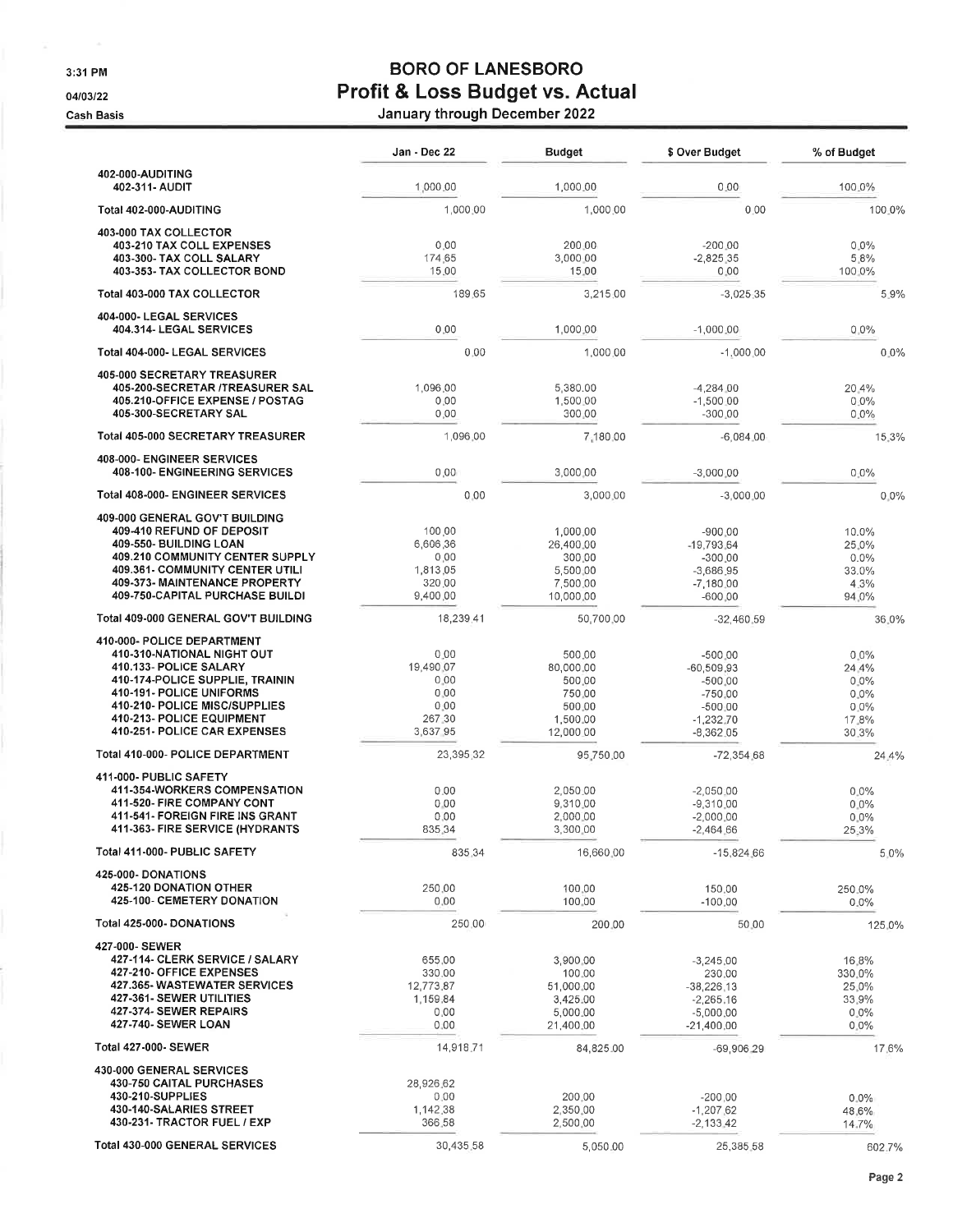# BORO OF LANESBORO
## Profit & Loss Budget vs. Actual
### January through December 2022

3:31 PM
04/03/22
Cash Basis

| | Jan - Dec 22 | Budget | $ Over Budget | % of Budget |
|---|---|---|---|---|
| **402-000-AUDITING** | | | | |
| 402-311- AUDIT | 1,000.00 | 1,000.00 | 0.00 | 100.0% |
| **Total 402-000-AUDITING** | 1,000.00 | 1,000.00 | 0.00 | 100.0% |
| **403-000 TAX COLLECTOR** | | | | |
| 403-210 TAX COLL EXPENSES | 0.00 | 200.00 | -200.00 | 0.0% |
| 403-300- TAX COLL SALARY | 174.65 | 3,000.00 | -2,825.35 | 5.8% |
| 403-353- TAX COLLECTOR BOND | 15.00 | 15.00 | 0.00 | 100.0% |
| **Total 403-000 TAX COLLECTOR** | 189.65 | 3,215.00 | -3,025.35 | 5.9% |
| **404-000- LEGAL SERVICES** | | | | |
| 404.314- LEGAL SERVICES | 0.00 | 1,000.00 | -1,000.00 | 0.0% |
| **Total 404-000- LEGAL SERVICES** | 0.00 | 1,000.00 | -1,000.00 | 0.0% |
| **405-000 SECRETARY TREASURER** | | | | |
| 405-200-SECRETAR /TREASURER SAL | 1,096.00 | 5,380.00 | -4,284.00 | 20.4% |
| 405.210-OFFICE EXPENSE / POSTAG | 0.00 | 1,500.00 | -1,500.00 | 0.0% |
| 405-300-SECRETARY SAL | 0.00 | 300.00 | -300.00 | 0.0% |
| **Total 405-000 SECRETARY TREASURER** | 1,096.00 | 7,180.00 | -6,084.00 | 15.3% |
| **408-000- ENGINEER SERVICES** | | | | |
| 408-100- ENGINEERING SERVICES | 0.00 | 3,000.00 | -3,000.00 | 0.0% |
| **Total 408-000- ENGINEER SERVICES** | 0.00 | 3,000.00 | -3,000.00 | 0.0% |
| **409-000 GENERAL GOV'T BUILDING** | | | | |
| 409-410 REFUND OF DEPOSIT | 100.00 | 1,000.00 | -900.00 | 10.0% |
| 409-550- BUILDING LOAN | 6,606.36 | 26,400.00 | -19,793.64 | 25.0% |
| 409.210 COMMUNITY CENTER SUPPLY | 0.00 | 300.00 | -300.00 | 0.0% |
| 409.361- COMMUNITY CENTER UTILI | 1,813.05 | 5,500.00 | -3,686.95 | 33.0% |
| 409-373- MAINTENANCE PROPERTY | 320.00 | 7,500.00 | -7,180.00 | 4.3% |
| 409-750-CAPITAL PURCHASE BUILDI | 9,400.00 | 10,000.00 | -600.00 | 94.0% |
| **Total 409-000 GENERAL GOV'T BUILDING** | 18,239.41 | 50,700.00 | -32,460.59 | 36.0% |
| **410-000- POLICE DEPARTMENT** | | | | |
| 410-310-NATIONAL NIGHT OUT | 0.00 | 500.00 | -500.00 | 0.0% |
| 410.133- POLICE SALARY | 19,490.07 | 80,000.00 | -60,509.93 | 24.4% |
| 410-174-POLICE SUPPLIE, TRAININ | 0.00 | 500.00 | -500.00 | 0.0% |
| 410-191- POLICE UNIFORMS | 0.00 | 750.00 | -750.00 | 0.0% |
| 410-210- POLICE MISC/SUPPLIES | 0.00 | 500.00 | -500.00 | 0.0% |
| 410-213- POLICE EQUIPMENT | 267.30 | 1,500.00 | -1,232.70 | 17.8% |
| 410-251- POLICE CAR EXPENSES | 3,637.95 | 12,000.00 | -8,362.05 | 30.3% |
| **Total 410-000- POLICE DEPARTMENT** | 23,395.32 | 95,750.00 | -72,354.68 | 24.4% |
| **411-000- PUBLIC SAFETY** | | | | |
| 411-354-WORKERS COMPENSATION | 0.00 | 2,050.00 | -2,050.00 | 0.0% |
| 411-520- FIRE COMPANY CONT | 0.00 | 9,310.00 | -9,310.00 | 0.0% |
| 411-541- FOREIGN FIRE INS GRANT | 0.00 | 2,000.00 | -2,000.00 | 0.0% |
| 411-363- FIRE SERVICE (HYDRANTS | 835.34 | 3,300.00 | -2,464.66 | 25.3% |
| **Total 411-000- PUBLIC SAFETY** | 835.34 | 16,660.00 | -15,824.66 | 5.0% |
| **425-000- DONATIONS** | | | | |
| 425-120 DONATION OTHER | 250.00 | 100.00 | 150.00 | 250.0% |
| 425-100- CEMETERY DONATION | 0.00 | 100.00 | -100.00 | 0.0% |
| **Total 425-000- DONATIONS** | 250.00 | 200.00 | 50.00 | 125.0% |
| **427-000- SEWER** | | | | |
| 427-114- CLERK SERVICE / SALARY | 655.00 | 3,900.00 | -3,245.00 | 16.8% |
| 427-210- OFFICE EXPENSES | 330.00 | 100.00 | 230.00 | 330.0% |
| 427.365- WASTEWATER SERVICES | 12,773.87 | 51,000.00 | -38,226.13 | 25.0% |
| 427-361- SEWER UTILITIES | 1,159.84 | 3,425.00 | -2,265.16 | 33.9% |
| 427-374- SEWER REPAIRS | 0.00 | 5,000.00 | -5,000.00 | 0.0% |
| 427-740- SEWER LOAN | 0.00 | 21,400.00 | -21,400.00 | 0.0% |
| **Total 427-000- SEWER** | 14,918.71 | 84,825.00 | -69,906.29 | 17.6% |
| **430-000 GENERAL SERVICES** | | | | |
| 430-750 CAITAL PURCHASES | 28,926.62 | | | |
| 430-210-SUPPLIES | 0.00 | 200.00 | -200.00 | 0.0% |
| 430-140-SALARIES STREET | 1,142.38 | 2,350.00 | -1,207.62 | 48.6% |
| 430-231- TRACTOR FUEL / EXP | 366.58 | 2,500.00 | -2,133.42 | 14.7% |
| **Total 430-000 GENERAL SERVICES** | 30,435.58 | 5,050.00 | 25,385.58 | 602.7% |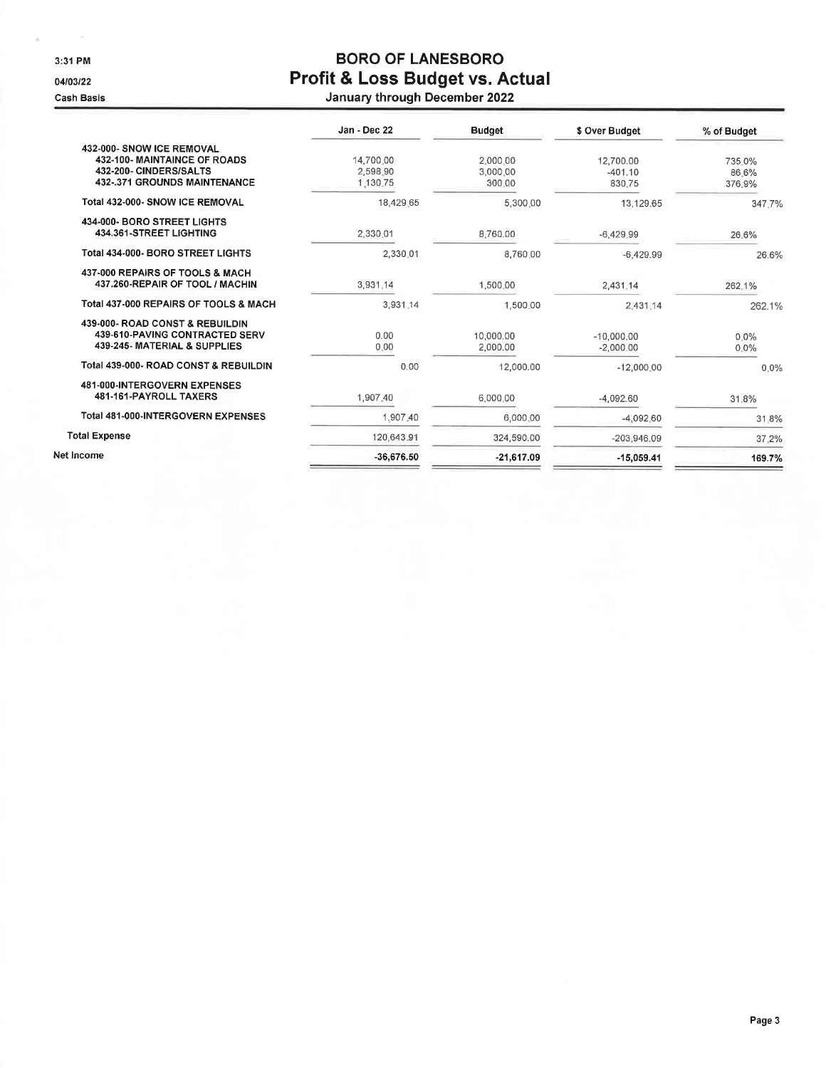3:31 PM

04/03/22

Cash Basis

# BORO OF LANESBORO
## Profit & Loss Budget vs. Actual
### January through December 2022

| | Jan - Dec 22 | Budget | $ Over Budget | % of Budget |
|---|---|---|---|---|
| **432-000- SNOW ICE REMOVAL** | | | | |
| **432-100- MAINTAINCE OF ROADS** | 14,700.00 | 2,000.00 | 12,700.00 | 735.0% |
| **432-200- CINDERS/SALTS** | 2,598.90 | 3,000.00 | -401.10 | 86.6% |
| **432-.371 GROUNDS MAINTENANCE** | 1,130.75 | 300.00 | 830.75 | 376.9% |
| **Total 432-000- SNOW ICE REMOVAL** | 18,429.65 | 5,300.00 | 13,129.65 | 347.7% |
| **434-000- BORO STREET LIGHTS** | | | | |
| **434.361-STREET LIGHTING** | 2,330.01 | 8,760.00 | -6,429.99 | 26.6% |
| **Total 434-000- BORO STREET LIGHTS** | 2,330.01 | 8,760.00 | -6,429.99 | 26.6% |
| **437-000 REPAIRS OF TOOLS & MACH** | | | | |
| **437.260-REPAIR OF TOOL / MACHIN** | 3,931.14 | 1,500.00 | 2,431.14 | 262.1% |
| **Total 437-000 REPAIRS OF TOOLS & MACH** | 3,931.14 | 1,500.00 | 2,431.14 | 262.1% |
| **439-000- ROAD CONST & REBUILDIN** | | | | |
| **439-610-PAVING CONTRACTED SERV** | 0.00 | 10,000.00 | -10,000.00 | 0.0% |
| **439-245- MATERIAL & SUPPLIES** | 0.00 | 2,000.00 | -2,000.00 | 0.0% |
| **Total 439-000- ROAD CONST & REBUILDIN** | 0.00 | 12,000.00 | -12,000.00 | 0.0% |
| **481-000-INTERGOVERN EXPENSES** | | | | |
| **481-161-PAYROLL TAXERS** | 1,907.40 | 6,000.00 | -4,092.60 | 31.8% |
| **Total 481-000-INTERGOVERN EXPENSES** | 1,907.40 | 6,000.00 | -4,092.60 | 31.8% |
| **Total Expense** | 120,643.91 | 324,590.00 | -203,946.09 | 37.2% |
| **Net Income** | **-36,676.50** | **-21,617.09** | **-15,059.41** | **169.7%** |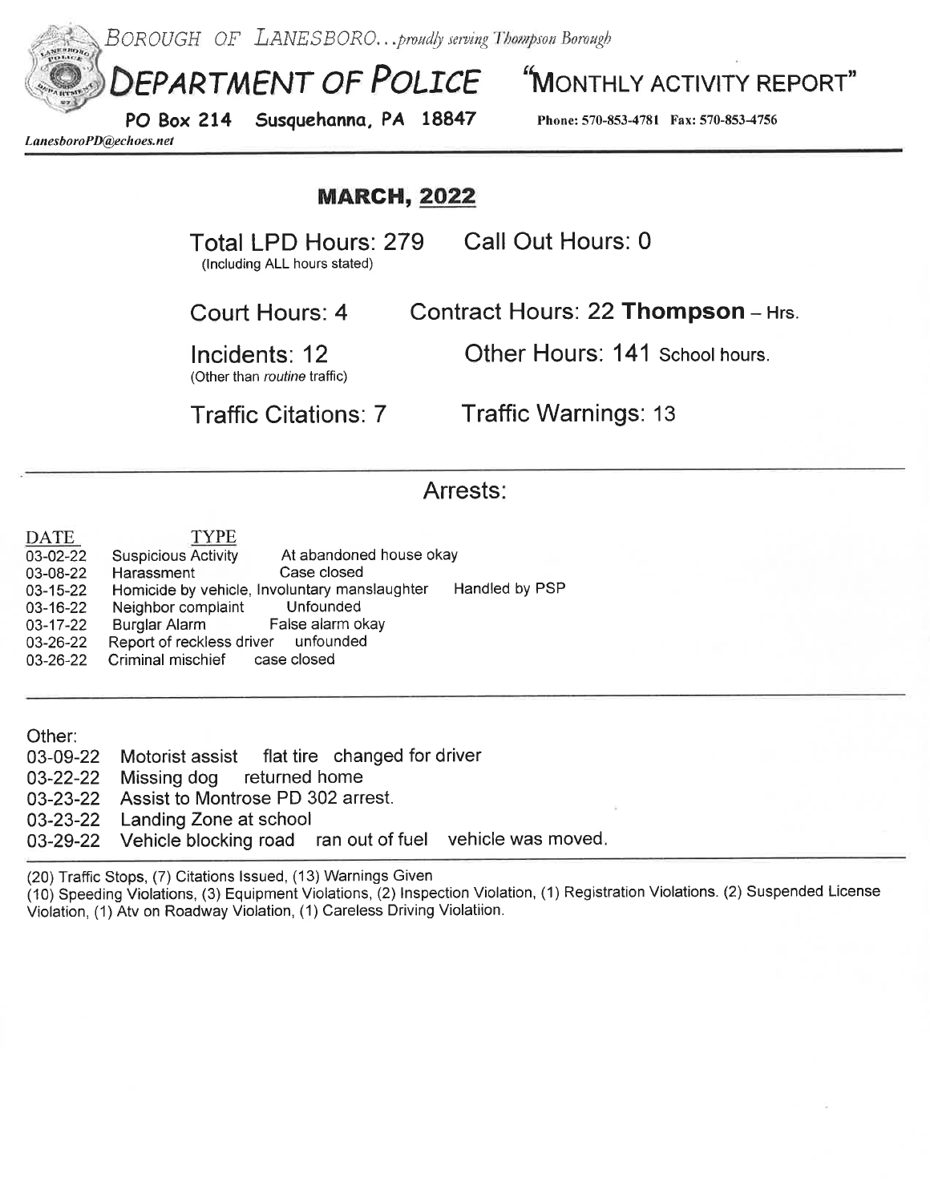*BOROUGH OF LANESBORO...proudly serving Thompson Borough*

# DEPARTMENT OF POLICE "MONTHLY ACTIVITY REPORT"

**PO Box 214 Susquehanna, PA 18847** **Phone: 570-853-4781 Fax: 570-853-4756**

*LanesboroPD@echoes.net*

## MARCH, 2022

Total LPD Hours: 279 (Including ALL hours stated) — Call Out Hours: 0

Court Hours: 4 — Contract Hours: 22 **Thompson** – Hrs.

Incidents: 12 (Other than *routine* traffic) — Other Hours: 141 School hours.

Traffic Citations: 7 — Traffic Warnings: 13

## Arrests:

| DATE | TYPE | | |
|---|---|---|---|
| 03-02-22 | Suspicious Activity | At abandoned house okay | |
| 03-08-22 | Harassment | Case closed | |
| 03-15-22 | Homicide by vehicle, Involuntary manslaughter | | Handled by PSP |
| 03-16-22 | Neighbor complaint | Unfounded | |
| 03-17-22 | Burglar Alarm | False alarm okay | |
| 03-26-22 | Report of reckless driver | unfounded | |
| 03-26-22 | Criminal mischief | case closed | |

Other:

03-09-22 Motorist assist flat tire changed for driver
03-22-22 Missing dog returned home
03-23-22 Assist to Montrose PD 302 arrest.
03-23-22 Landing Zone at school
03-29-22 Vehicle blocking road ran out of fuel vehicle was moved.

(20) Traffic Stops, (7) Citations Issued, (13) Warnings Given
(10) Speeding Violations, (3) Equipment Violations, (2) Inspection Violation, (1) Registration Violations. (2) Suspended License Violation, (1) Atv on Roadway Violation, (1) Careless Driving Violatiion.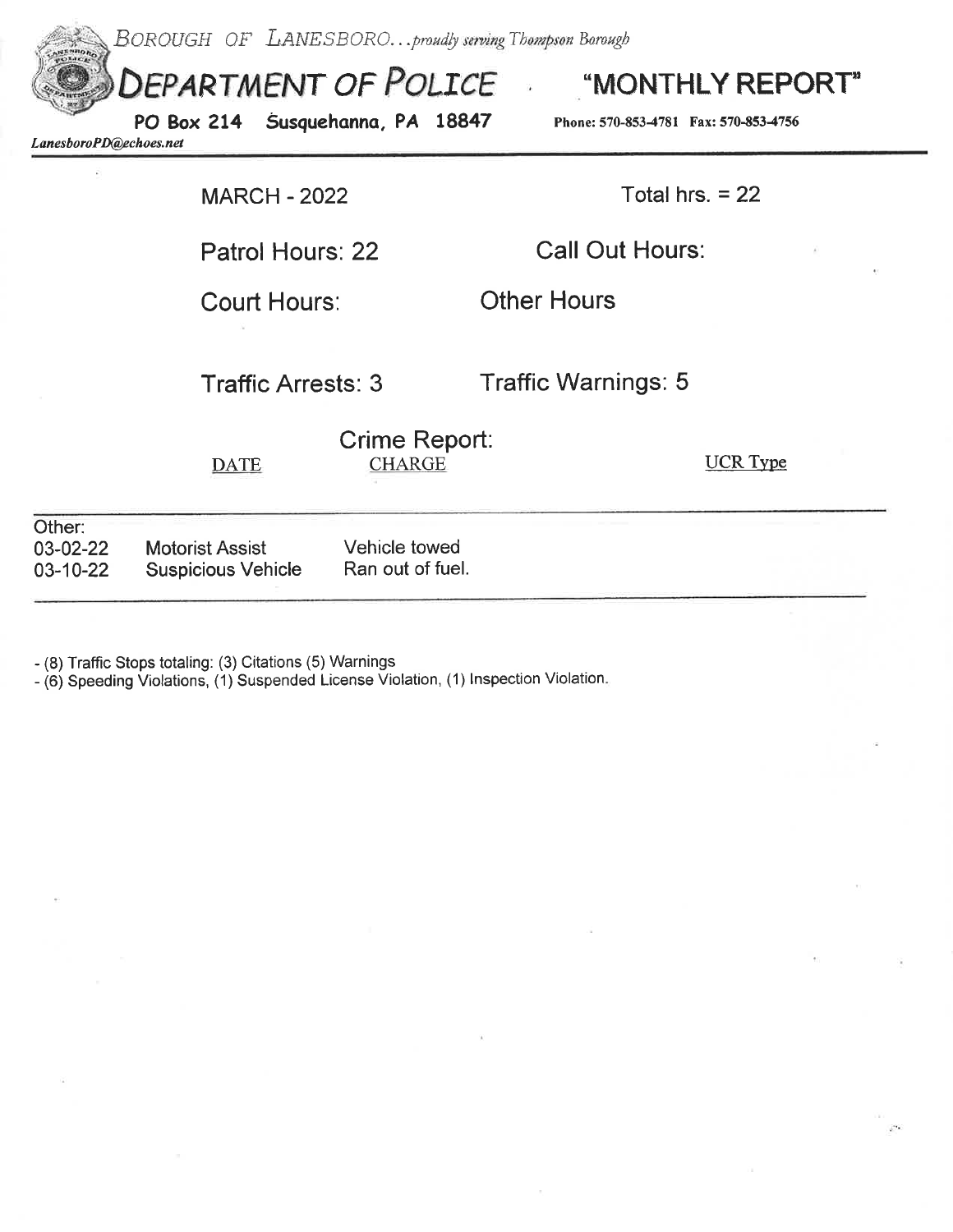*BOROUGH OF LANESBORO...proudly serving Thompson Borough*

# DEPARTMENT OF POLICE "MONTHLY REPORT"

**PO Box 214 Susquehanna, PA 18847** Phone: 570-853-4781 Fax: 570-853-4756

*LanesboroPD@echoes.net*

MARCH - 2022 Total hrs. = 22

Patrol Hours: 22 Call Out Hours:

Court Hours: Other Hours

Traffic Arrests: 3 Traffic Warnings: 5

Crime Report:

| DATE | CHARGE | UCR Type |
| --- | --- | --- |

Other:

| | | |
| --- | --- | --- |
| 03-02-22 | Motorist Assist | Vehicle towed |
| 03-10-22 | Suspicious Vehicle | Ran out of fuel. |

- (8) Traffic Stops totaling: (3) Citations (5) Warnings
- (6) Speeding Violations, (1) Suspended License Violation, (1) Inspection Violation.